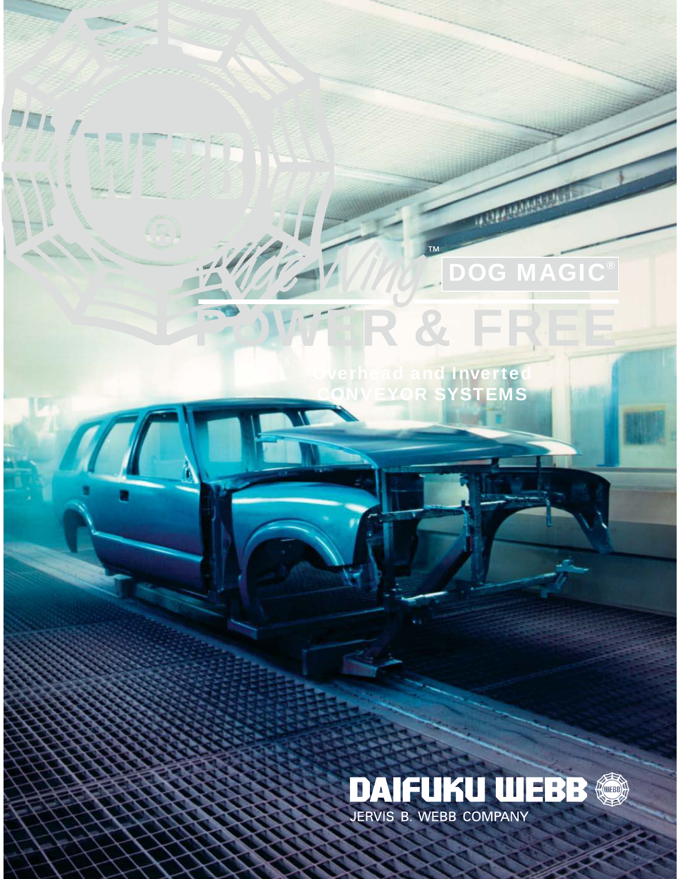# Ridge Wing™ DOG MAGIC® POWER & FREE

## Overhead and Inverted CONVEYOR SYSTEMS

DAIFUKU WEBB

JERVIS B. WEBB COMPANY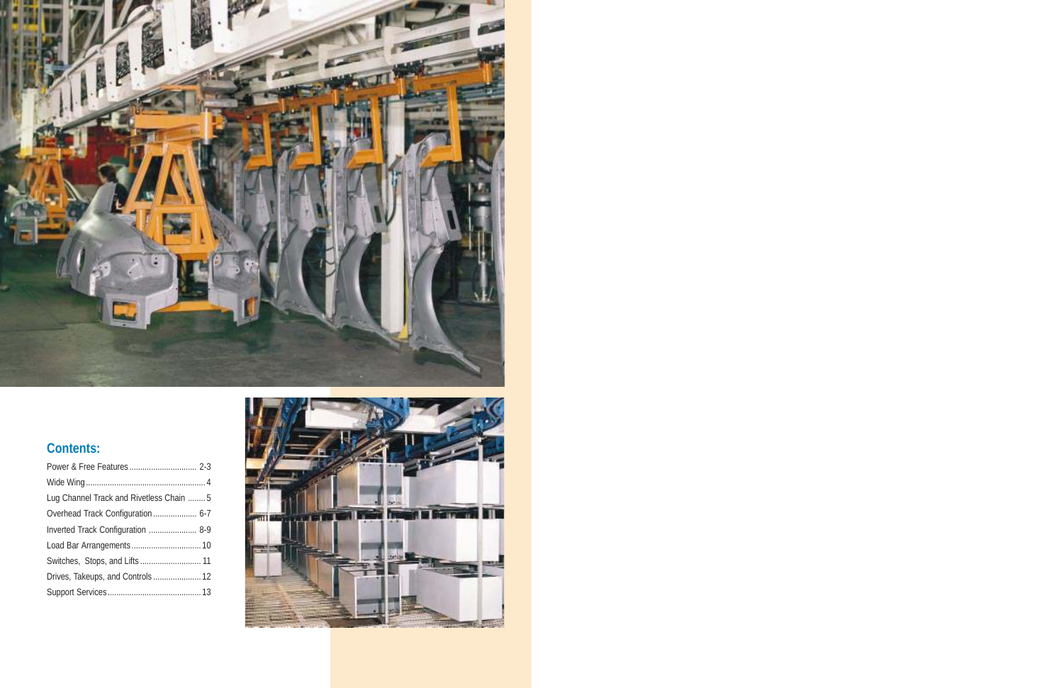## Contents:

- Power & Free Features ..... 2-3
- Wide Wing ..... 4
- Lug Channel Track and Rivetless Chain ..... 5
- Overhead Track Configuration ..... 6-7
- Inverted Track Configuration ..... 8-9
- Load Bar Arrangements ..... 10
- Switches, Stops, and Lifts ..... 11
- Drives, Takeups, and Controls ..... 12
- Support Services ..... 13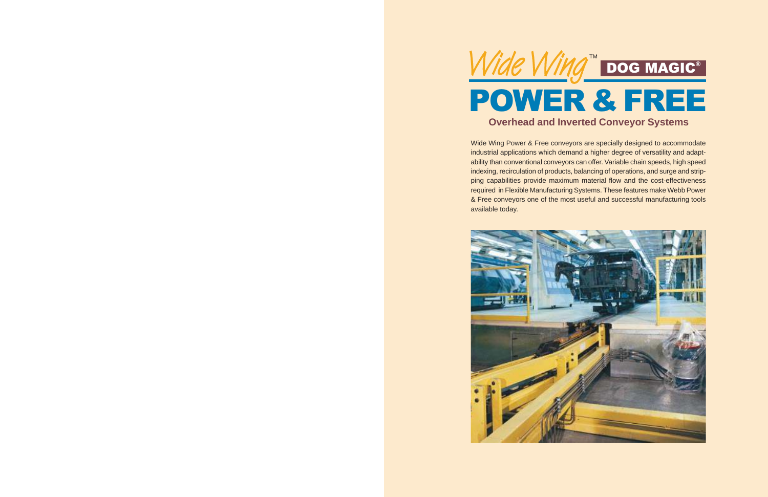# Wide Wing™ DOG MAGIC®

# POWER & FREE

## Overhead and Inverted Conveyor Systems

Wide Wing Power & Free conveyors are specially designed to accommodate industrial applications which demand a higher degree of versatility and adaptability than conventional conveyors can offer. Variable chain speeds, high speed indexing, recirculation of products, balancing of operations, and surge and stripping capabilities provide maximum material flow and the cost-effectiveness required in Flexible Manufacturing Systems. These features make Webb Power & Free conveyors one of the most useful and successful manufacturing tools available today.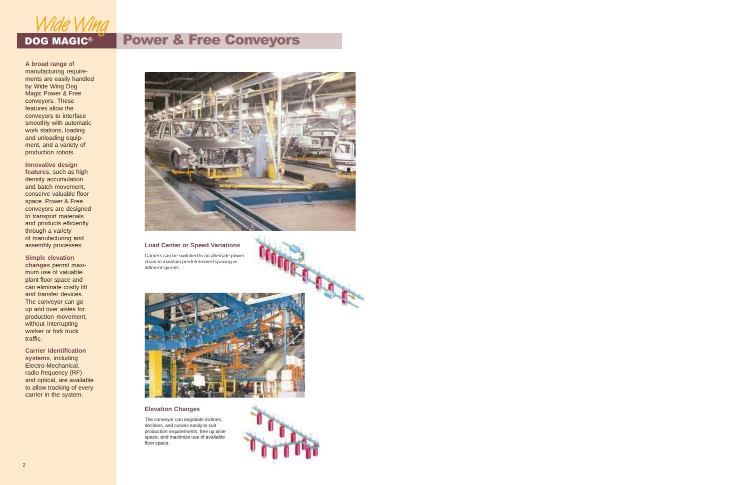# Wide Wing DOG MAGIC®

## Power & Free Conveyors

**A broad range** of manufacturing requirements are easily handled by Wide Wing Dog Magic Power & Free conveyors. These features allow the conveyors to interface smoothly with automatic work stations, loading and unloading equipment, and a variety of production robots.

**Innovative design features**, such as high density accumulation and batch movement, conserve valuable floor space. Power & Free conveyors are designed to transport materials and products efficiently through a variety of manufacturing and assembly processes.

**Simple elevation changes** permit maximum use of valuable plant floor space and can eliminate costly lift and transfer devices. The conveyor can go up and over aisles for production movement, without interrupting worker or fork truck traffic.

**Carrier identification systems**, including Electro-Mechanical, radio frequency (RF) and optical, are available to allow tracking of every carrier in the system.

### Load Center or Speed Variations

Carriers can be switched to an alternate power chain to maintain predetermined spacing or different speeds.

### Elevation Changes

The conveyor can negotiate inclines, declines, and curves easily to suit production requirements, free up aisle space, and maximize use of available floor space.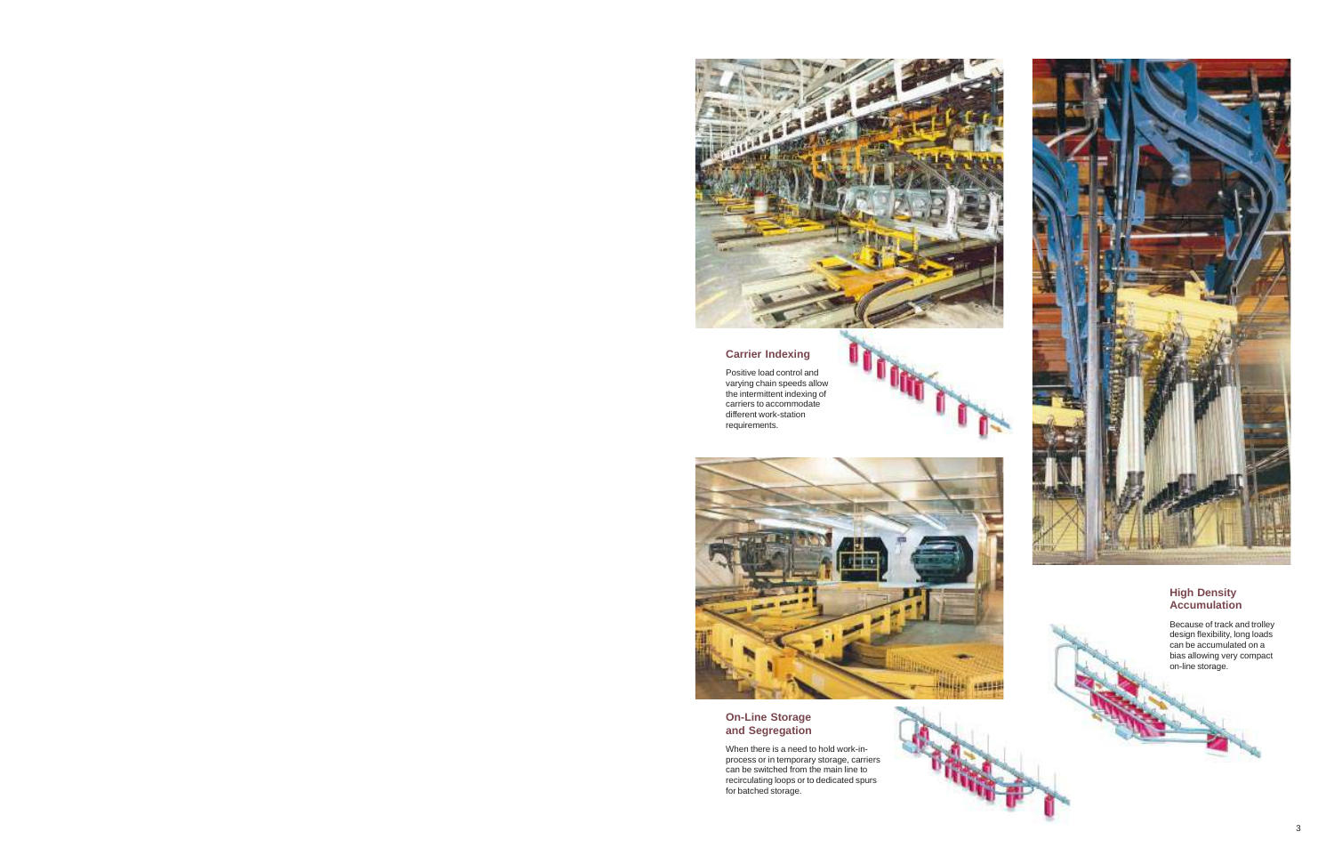## Carrier Indexing

Positive load control and varying chain speeds allow the intermittent indexing of carriers to accommodate different work-station requirements.

## On-Line Storage and Segregation

When there is a need to hold work-in-process or in temporary storage, carriers can be switched from the main line to recirculating loops or to dedicated spurs for batched storage.

## High Density Accumulation

Because of track and trolley design flexibility, long loads can be accumulated on a bias allowing very compact on-line storage.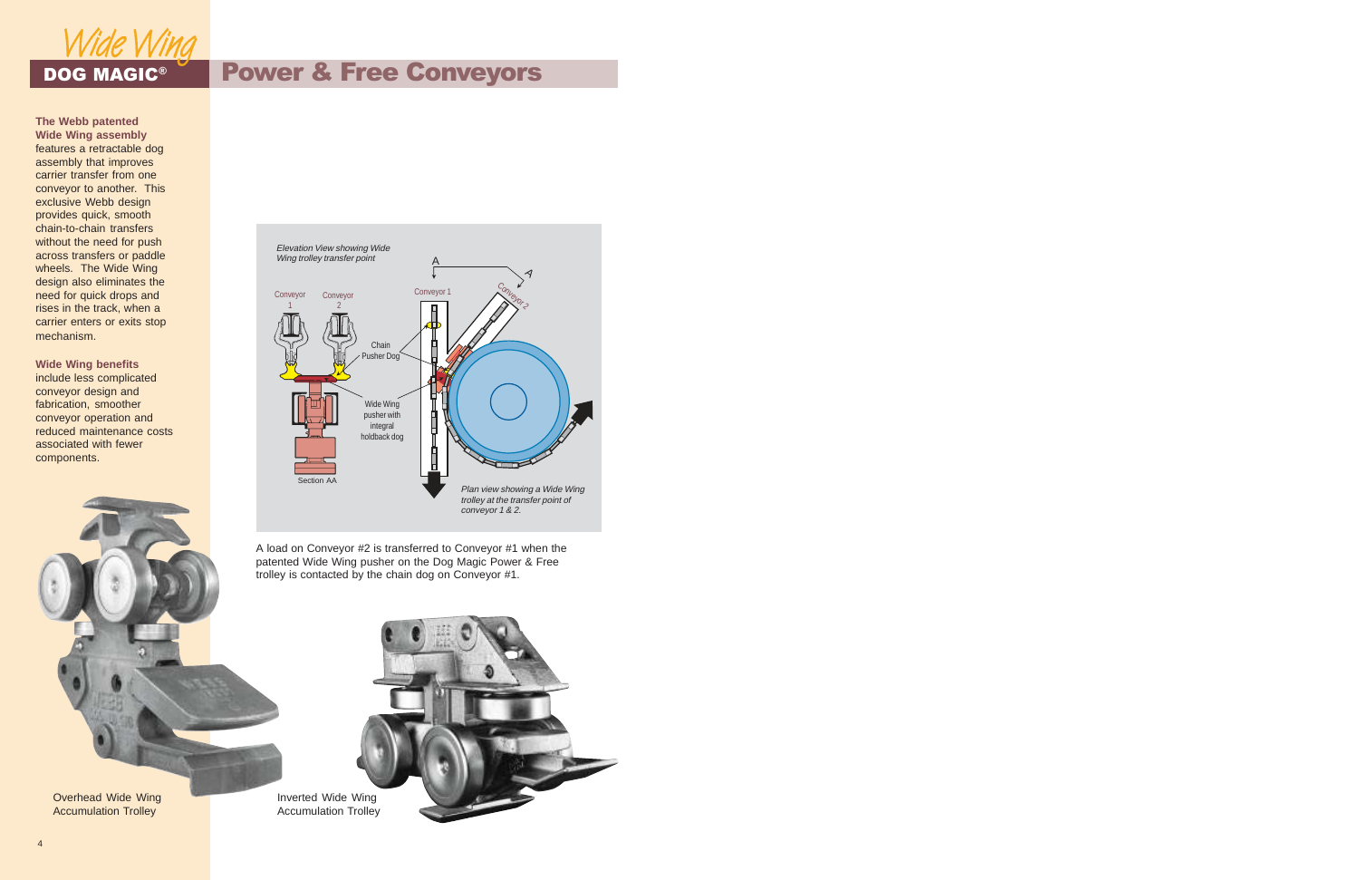# Wide Wing

## DOG MAGIC® Power & Free Conveyors

**The Webb patented Wide Wing assembly** features a retractable dog assembly that improves carrier transfer from one conveyor to another. This exclusive Webb design provides quick, smooth chain-to-chain transfers without the need for push across transfers or paddle wheels. The Wide Wing design also eliminates the need for quick drops and rises in the track, when a carrier enters or exits stop mechanism.

**Wide Wing benefits** include less complicated conveyor design and fabrication, smoother conveyor operation and reduced maintenance costs associated with fewer components.

*Elevation View showing Wide Wing trolley transfer point*

Conveyor 1 · Conveyor 2 · Chain Pusher Dog · Wide Wing pusher with integral holdback dog · Section AA · Conveyor 1 · Conveyor 2 · A · A

*Plan view showing a Wide Wing trolley at the transfer point of conveyor 1 & 2.*

A load on Conveyor #2 is transferred to Conveyor #1 when the patented Wide Wing pusher on the Dog Magic Power & Free trolley is contacted by the chain dog on Conveyor #1.

Overhead Wide Wing Accumulation Trolley

Inverted Wide Wing Accumulation Trolley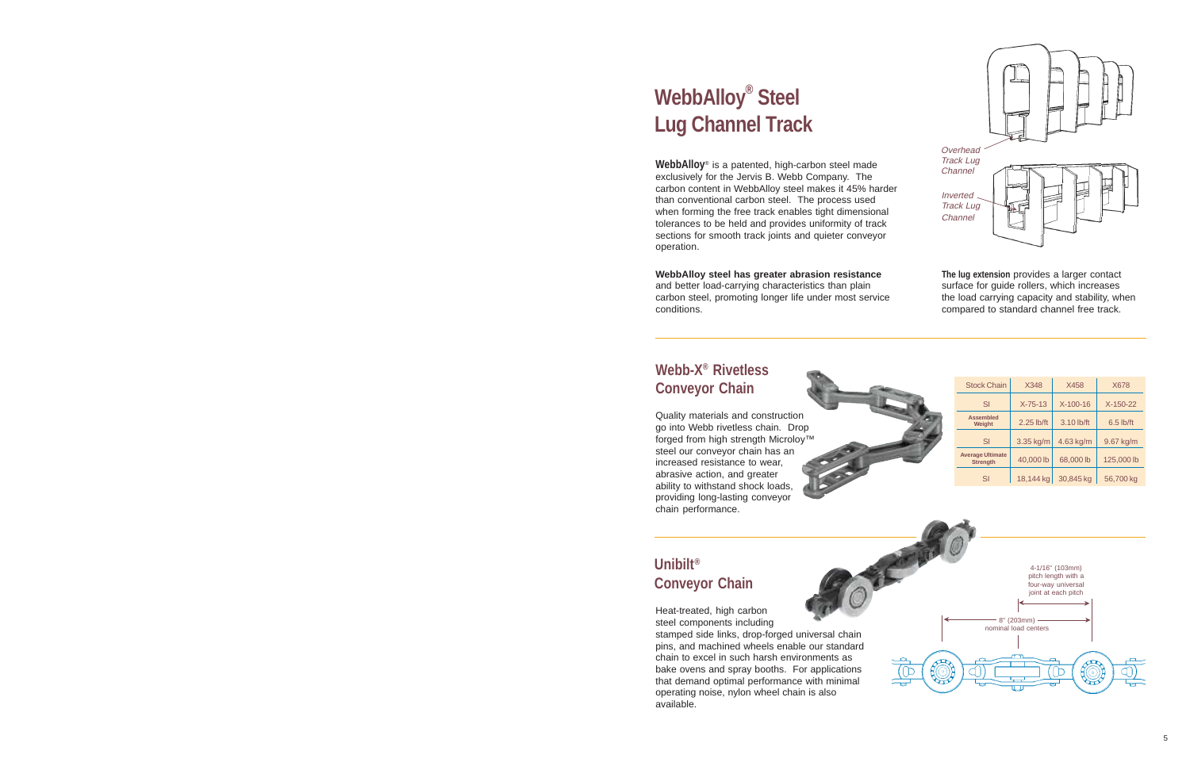# WebbAlloy® Steel Lug Channel Track

**WebbAlloy**® is a patented, high-carbon steel made exclusively for the Jervis B. Webb Company. The carbon content in WebbAlloy steel makes it 45% harder than conventional carbon steel. The process used when forming the free track enables tight dimensional tolerances to be held and provides uniformity of track sections for smooth track joints and quieter conveyor operation.

**WebbAlloy steel has greater abrasion resistance** and better load-carrying characteristics than plain carbon steel, promoting longer life under most service conditions.

*Overhead Track Lug Channel*

*Inverted Track Lug Channel*

**The lug extension** provides a larger contact surface for guide rollers, which increases the load carrying capacity and stability, when compared to standard channel free track.

## Webb-X® Rivetless Conveyor Chain

Quality materials and construction go into Webb rivetless chain. Drop forged from high strength Microloy™ steel our conveyor chain has an increased resistance to wear, abrasive action, and greater ability to withstand shock loads, providing long-lasting conveyor chain performance.

| Stock Chain | X348 | X458 | X678 |
|---|---|---|---|
| SI | X-75-13 | X-100-16 | X-150-22 |
| Assembled Weight | 2.25 lb/ft | 3.10 lb/ft | 6.5 lb/ft |
| SI | 3.35 kg/m | 4.63 kg/m | 9.67 kg/m |
| Average Ultimate Strength | 40,000 lb | 68,000 lb | 125,000 lb |
| SI | 18,144 kg | 30,845 kg | 56,700 kg |

## Unibilt® Conveyor Chain

Heat-treated, high carbon steel components including stamped side links, drop-forged universal chain pins, and machined wheels enable our standard chain to excel in such harsh environments as bake ovens and spray booths. For applications that demand optimal performance with minimal operating noise, nylon wheel chain is also available.

4-1/16" (103mm) pitch length with a four-way universal joint at each pitch

8" (203mm) nominal load centers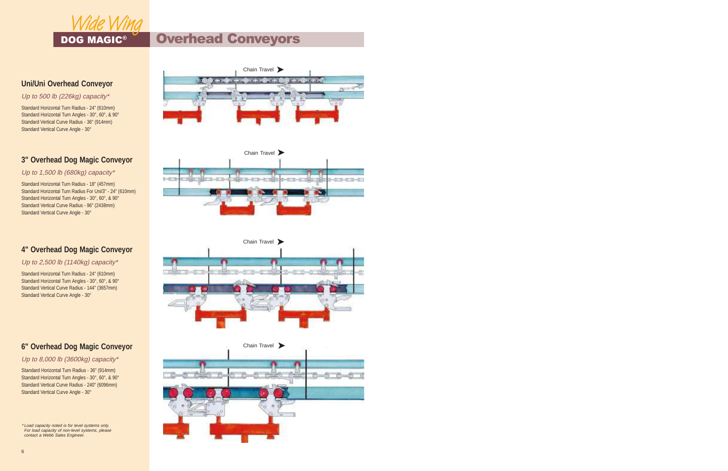*Wide Wing*

**DOG MAGIC®**

# Overhead Conveyors

## Uni/Uni Overhead Conveyor

*Up to 500 lb (226kg) capacity**

Standard Horizontal Turn Radius - 24" (610mm)
Standard Horizontal Turn Angles - 30°, 60°, & 90°
Standard Vertical Curve Radius - 36" (914mm)
Standard Vertical Curve Angle - 30°

## 3" Overhead Dog Magic Conveyor

*Up to 1,500 lb (680kg) capacity**

Standard Horizontal Turn Radius - 18" (457mm)
Standard Horizontal Turn Radius For Uni/3" - 24" (610mm)
Standard Horizontal Turn Angles - 30°, 60°, & 90°
Standard Vertical Curve Radius - 96" (2438mm)
Standard Vertical Curve Angle - 30°

## 4" Overhead Dog Magic Conveyor

*Up to 2,500 lb (1140kg) capacity**

Standard Horizontal Turn Radius - 24" (610mm)
Standard Horizontal Turn Angles - 30°, 60°, & 90°
Standard Vertical Curve Radius - 144" (3657mm)
Standard Vertical Curve Angle - 30°

## 6" Overhead Dog Magic Conveyor

*Up to 8,000 lb (3600kg) capacity**

Standard Horizontal Turn Radius - 36" (914mm)
Standard Horizontal Turn Angles - 30°, 60°, & 90°
Standard Vertical Curve Radius - 240" (6096mm)
Standard Vertical Curve Angle - 30°

*\*Load capacity noted is for level systems only. For load capacity of non-level systems, please contact a Webb Sales Engineer.*

Chain Travel ➤

Chain Travel ➤

Chain Travel ➤

Chain Travel ➤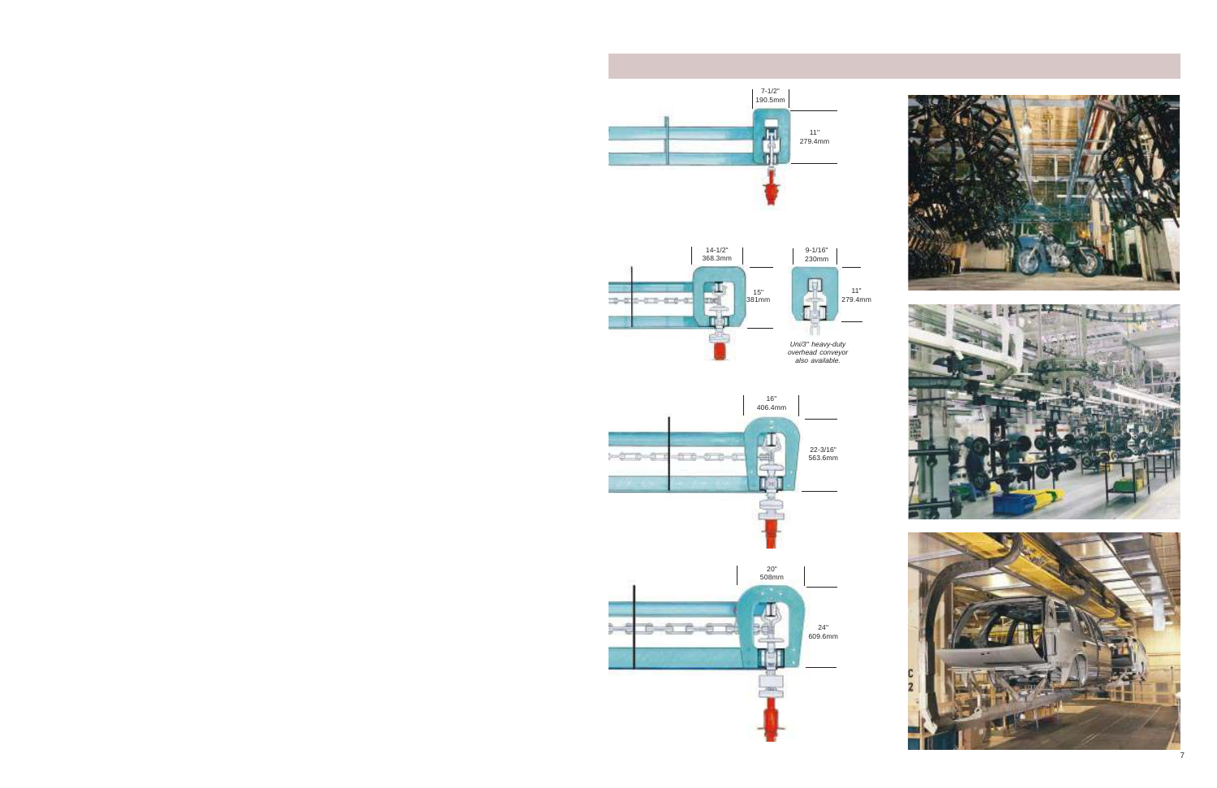7-1/2"
190.5mm

11"
279.4mm

14-1/2"
368.3mm

15"
381mm

9-1/16"
230mm

11"
279.4mm

*Uni/3" heavy-duty overhead conveyor also available.*

16"
406.4mm

22-3/16"
563.6mm

20"
508mm

24"
609.6mm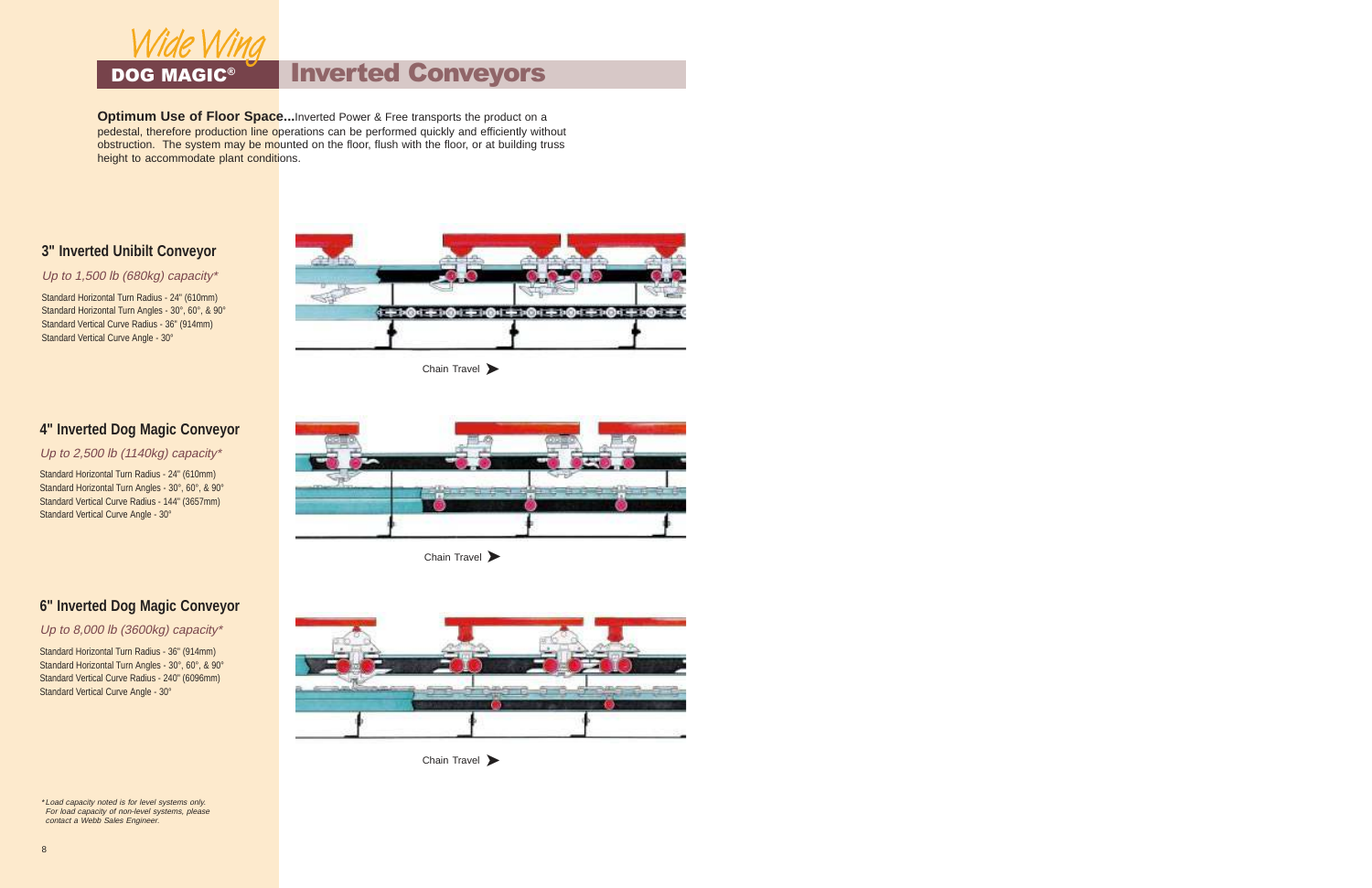Wide Wing

**DOG MAGIC®**

# Inverted Conveyors

**Optimum Use of Floor Space...** Inverted Power & Free transports the product on a pedestal, therefore production line operations can be performed quickly and efficiently without obstruction. The system may be mounted on the floor, flush with the floor, or at building truss height to accommodate plant conditions.

## 3" Inverted Unibilt Conveyor

*Up to 1,500 lb (680kg) capacity**

Standard Horizontal Turn Radius - 24" (610mm)
Standard Horizontal Turn Angles - 30°, 60°, & 90°
Standard Vertical Curve Radius - 36" (914mm)
Standard Vertical Curve Angle - 30°

Chain Travel

## 4" Inverted Dog Magic Conveyor

*Up to 2,500 lb (1140kg) capacity**

Standard Horizontal Turn Radius - 24" (610mm)
Standard Horizontal Turn Angles - 30°, 60°, & 90°
Standard Vertical Curve Radius - 144" (3657mm)
Standard Vertical Curve Angle - 30°

Chain Travel

## 6" Inverted Dog Magic Conveyor

*Up to 8,000 lb (3600kg) capacity**

Standard Horizontal Turn Radius - 36" (914mm)
Standard Horizontal Turn Angles - 30°, 60°, & 90°
Standard Vertical Curve Radius - 240" (6096mm)
Standard Vertical Curve Angle - 30°

Chain Travel

*\*Load capacity noted is for level systems only. For load capacity of non-level systems, please contact a Webb Sales Engineer.*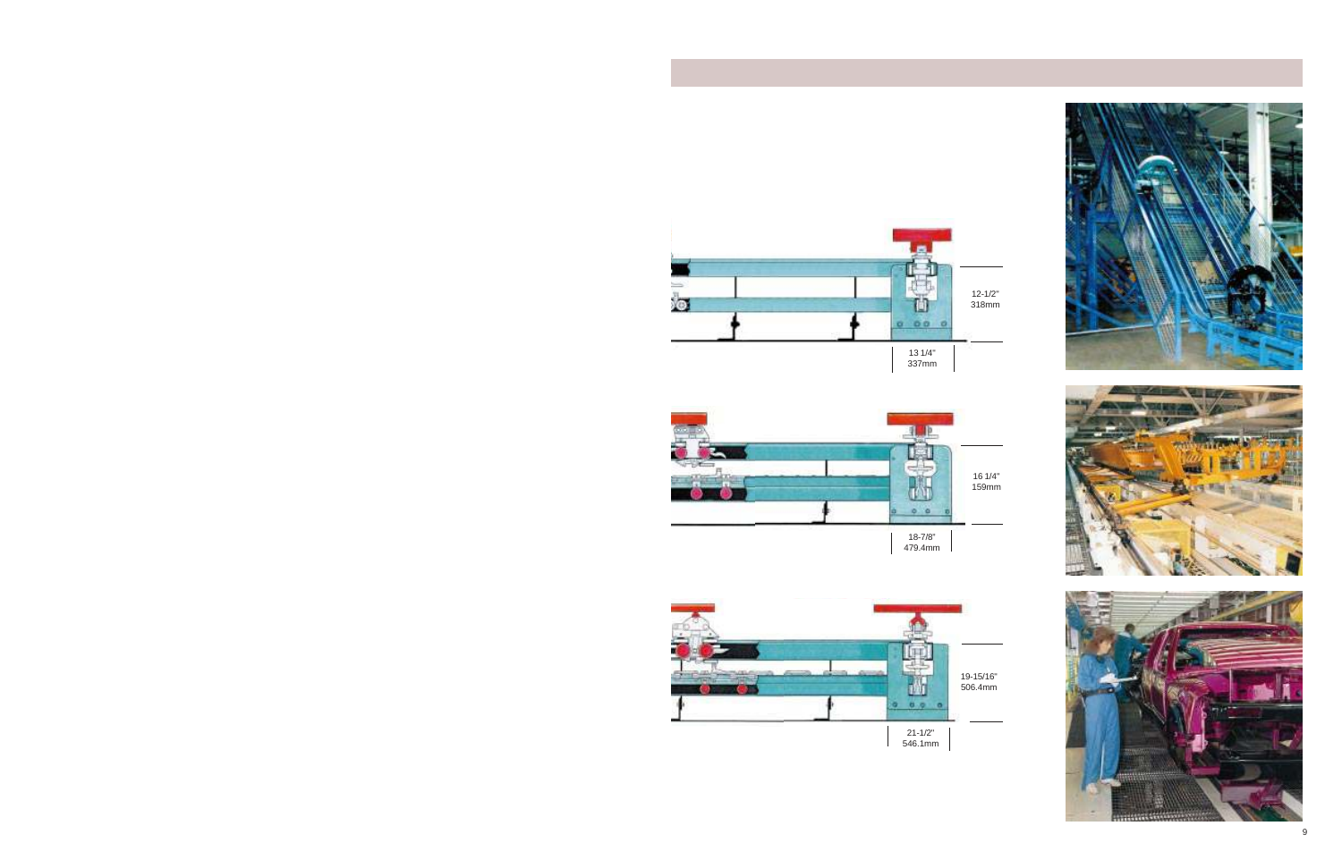12-1/2"
318mm

13 1/4"
337mm

16 1/4"
159mm

18-7/8"
479.4mm

19-15/16"
506.4mm

21-1/2"
546.1mm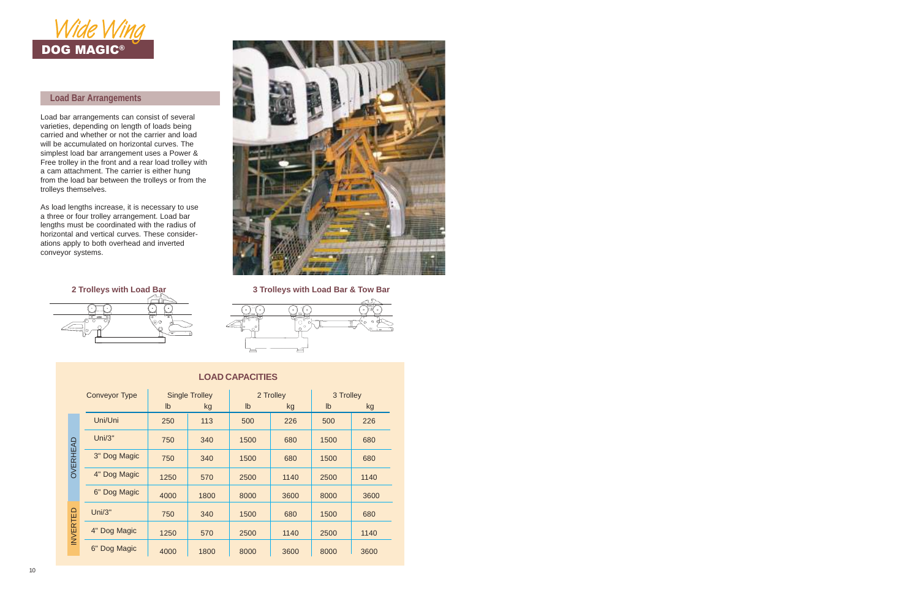# *Wide Wing* DOG MAGIC®

## Load Bar Arrangements

Load bar arrangements can consist of several varieties, depending on length of loads being carried and whether or not the carrier and load will be accumulated on horizontal curves. The simplest load bar arrangement uses a Power & Free trolley in the front and a rear load trolley with a cam attachment. The carrier is either hung from the load bar between the trolleys or from the trolleys themselves.

As load lengths increase, it is necessary to use a three or four trolley arrangement. Load bar lengths must be coordinated with the radius of horizontal and vertical curves. These considerations apply to both overhead and inverted conveyor systems.

**2 Trolleys with Load Bar**

**3 Trolleys with Load Bar & Tow Bar**

### LOAD CAPACITIES

| | Conveyor Type | Single Trolley | | 2 Trolley | | 3 Trolley | |
|---|---|---|---|---|---|---|---|
| | | lb | kg | lb | kg | lb | kg |
| OVERHEAD | Uni/Uni | 250 | 113 | 500 | 226 | 500 | 226 |
| OVERHEAD | Uni/3" | 750 | 340 | 1500 | 680 | 1500 | 680 |
| OVERHEAD | 3" Dog Magic | 750 | 340 | 1500 | 680 | 1500 | 680 |
| OVERHEAD | 4" Dog Magic | 1250 | 570 | 2500 | 1140 | 2500 | 1140 |
| OVERHEAD | 6" Dog Magic | 4000 | 1800 | 8000 | 3600 | 8000 | 3600 |
| INVERTED | Uni/3" | 750 | 340 | 1500 | 680 | 1500 | 680 |
| INVERTED | 4" Dog Magic | 1250 | 570 | 2500 | 1140 | 2500 | 1140 |
| INVERTED | 6" Dog Magic | 4000 | 1800 | 8000 | 3600 | 8000 | 3600 |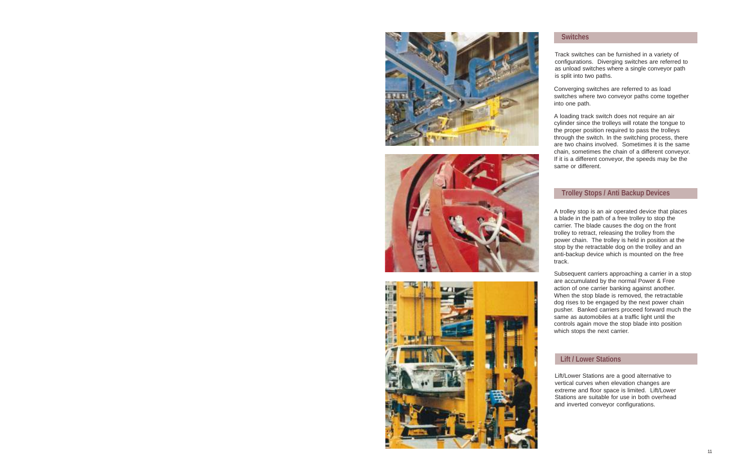## Switches

Track switches can be furnished in a variety of configurations. Diverging switches are referred to as unload switches where a single conveyor path is split into two paths.

Converging switches are referred to as load switches where two conveyor paths come together into one path.

A loading track switch does not require an air cylinder since the trolleys will rotate the tongue to the proper position required to pass the trolleys through the switch. In the switching process, there are two chains involved. Sometimes it is the same chain, sometimes the chain of a different conveyor. If it is a different conveyor, the speeds may be the same or different.

## Trolley Stops / Anti Backup Devices

A trolley stop is an air operated device that places a blade in the path of a free trolley to stop the carrier. The blade causes the dog on the front trolley to retract, releasing the trolley from the power chain. The trolley is held in position at the stop by the retractable dog on the trolley and an anti-backup device which is mounted on the free track.

Subsequent carriers approaching a carrier in a stop are accumulated by the normal Power & Free action of one carrier banking against another. When the stop blade is removed, the retractable dog rises to be engaged by the next power chain pusher. Banked carriers proceed forward much the same as automobiles at a traffic light until the controls again move the stop blade into position which stops the next carrier.

## Lift / Lower Stations

Lift/Lower Stations are a good alternative to vertical curves when elevation changes are extreme and floor space is limited. Lift/Lower Stations are suitable for use in both overhead and inverted conveyor configurations.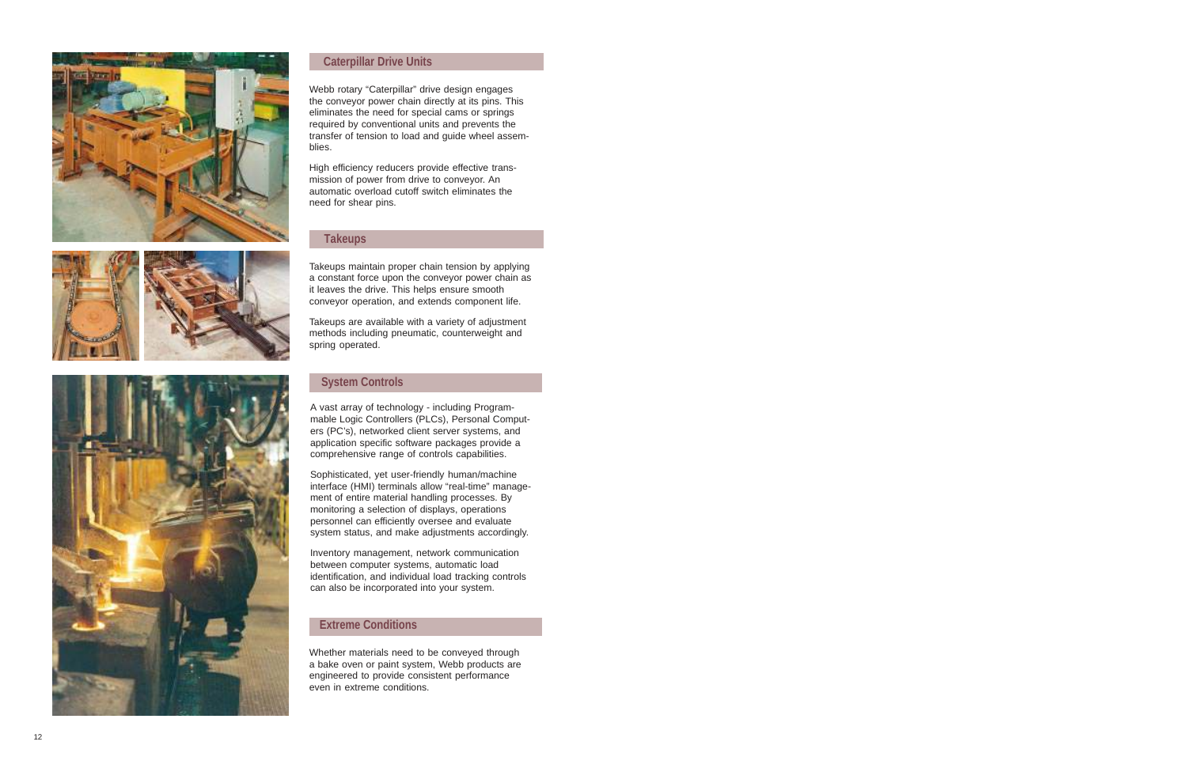## Caterpillar Drive Units

Webb rotary "Caterpillar" drive design engages the conveyor power chain directly at its pins. This eliminates the need for special cams or springs required by conventional units and prevents the transfer of tension to load and guide wheel assemblies.

High efficiency reducers provide effective transmission of power from drive to conveyor. An automatic overload cutoff switch eliminates the need for shear pins.

## Takeups

Takeups maintain proper chain tension by applying a constant force upon the conveyor power chain as it leaves the drive. This helps ensure smooth conveyor operation, and extends component life.

Takeups are available with a variety of adjustment methods including pneumatic, counterweight and spring operated.

## System Controls

A vast array of technology - including Programmable Logic Controllers (PLCs), Personal Computers (PC's), networked client server systems, and application specific software packages provide a comprehensive range of controls capabilities.

Sophisticated, yet user-friendly human/machine interface (HMI) terminals allow "real-time" management of entire material handling processes. By monitoring a selection of displays, operations personnel can efficiently oversee and evaluate system status, and make adjustments accordingly.

Inventory management, network communication between computer systems, automatic load identification, and individual load tracking controls can also be incorporated into your system.

## Extreme Conditions

Whether materials need to be conveyed through a bake oven or paint system, Webb products are engineered to provide consistent performance even in extreme conditions.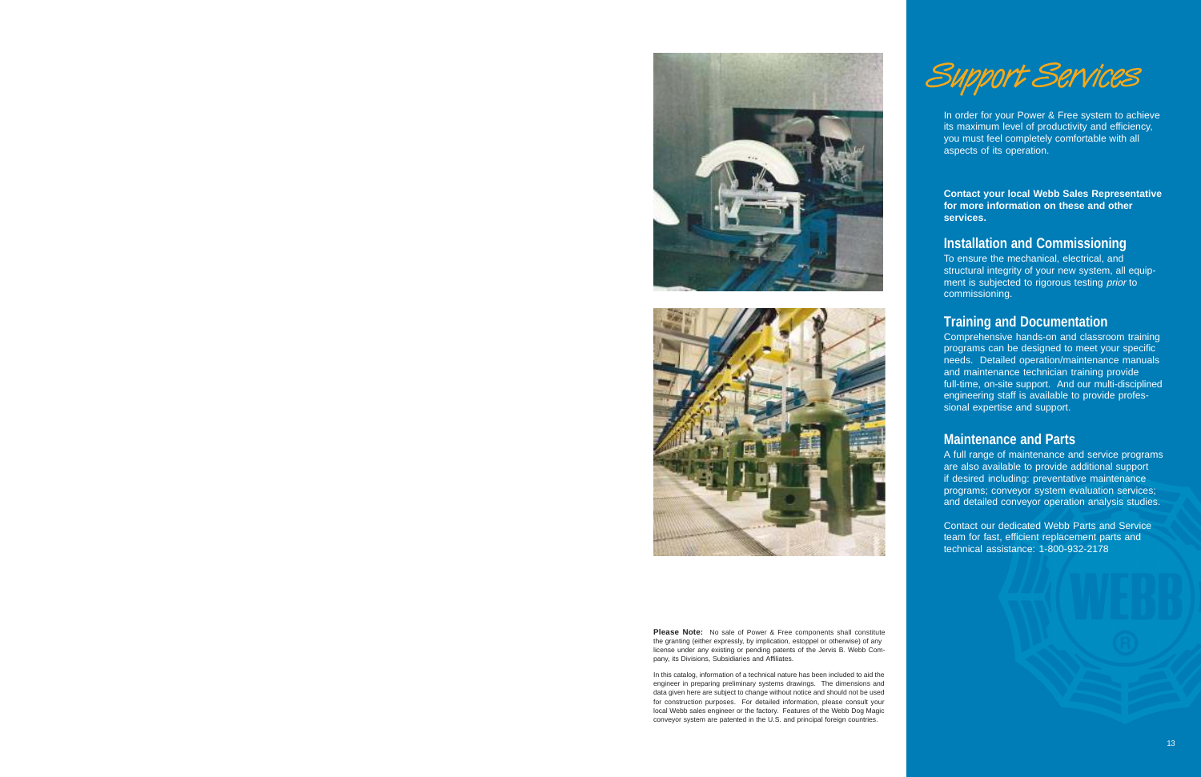# Support Services

In order for your Power & Free system to achieve its maximum level of productivity and efficiency, you must feel completely comfortable with all aspects of its operation.

**Contact your local Webb Sales Representative for more information on these and other services.**

## Installation and Commissioning

To ensure the mechanical, electrical, and structural integrity of your new system, all equipment is subjected to rigorous testing *prior* to commissioning.

## Training and Documentation

Comprehensive hands-on and classroom training programs can be designed to meet your specific needs. Detailed operation/maintenance manuals and maintenance technician training provide full-time, on-site support. And our multi-disciplined engineering staff is available to provide professional expertise and support.

## Maintenance and Parts

A full range of maintenance and service programs are also available to provide additional support if desired including: preventative maintenance programs; conveyor system evaluation services; and detailed conveyor operation analysis studies.

Contact our dedicated Webb Parts and Service team for fast, efficient replacement parts and technical assistance: 1-800-932-2178

**Please Note:** No sale of Power & Free components shall constitute the granting (either expressly, by implication, estoppel or otherwise) of any license under any existing or pending patents of the Jervis B. Webb Company, its Divisions, Subsidiaries and Affiliates.

In this catalog, information of a technical nature has been included to aid the engineer in preparing preliminary systems drawings. The dimensions and data given here are subject to change without notice and should not be used for construction purposes. For detailed information, please consult your local Webb sales engineer or the factory. Features of the Webb Dog Magic conveyor system are patented in the U.S. and principal foreign countries.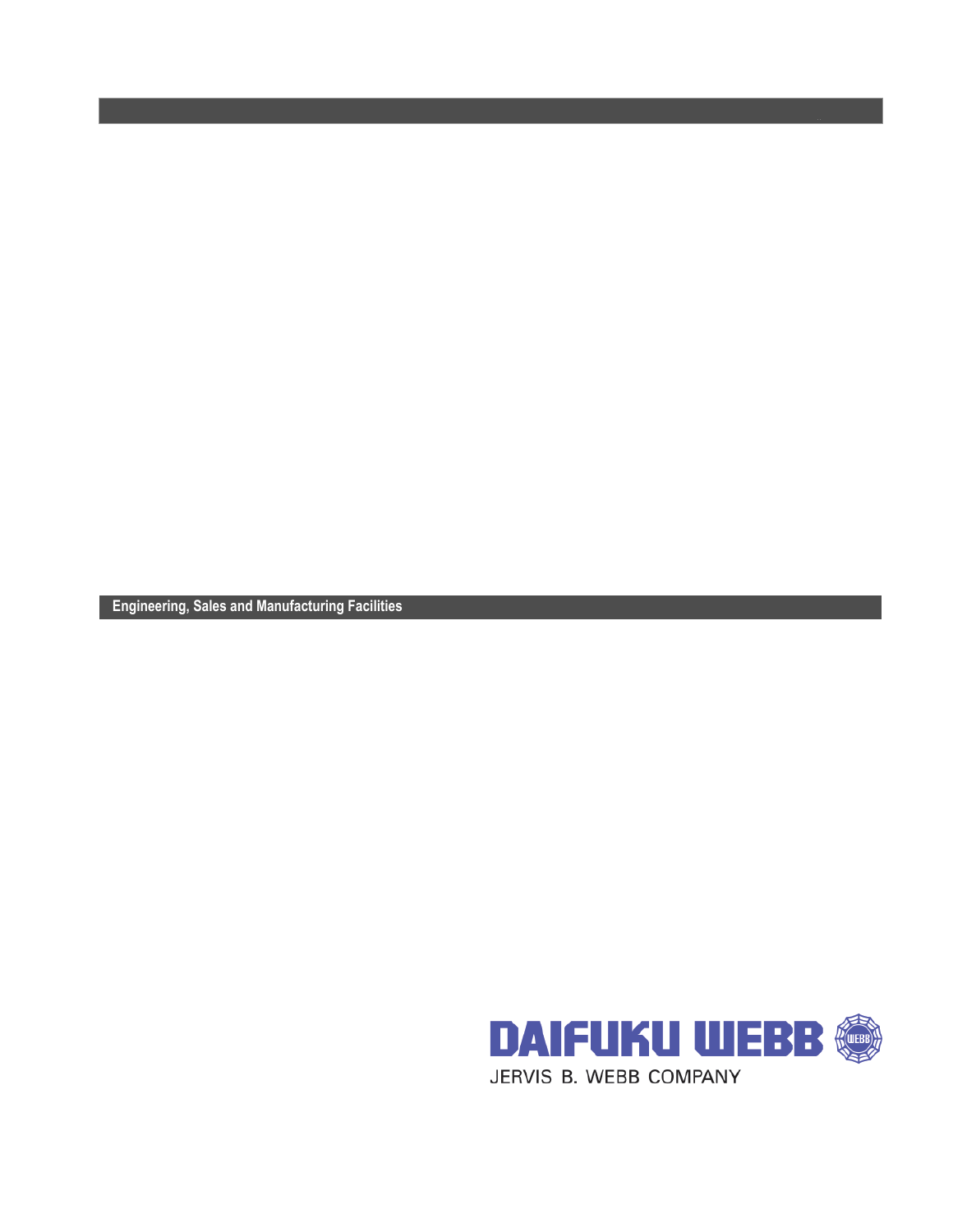## Engineering, Sales and Manufacturing Facilities

DAIFUKU WEBB

JERVIS B. WEBB COMPANY